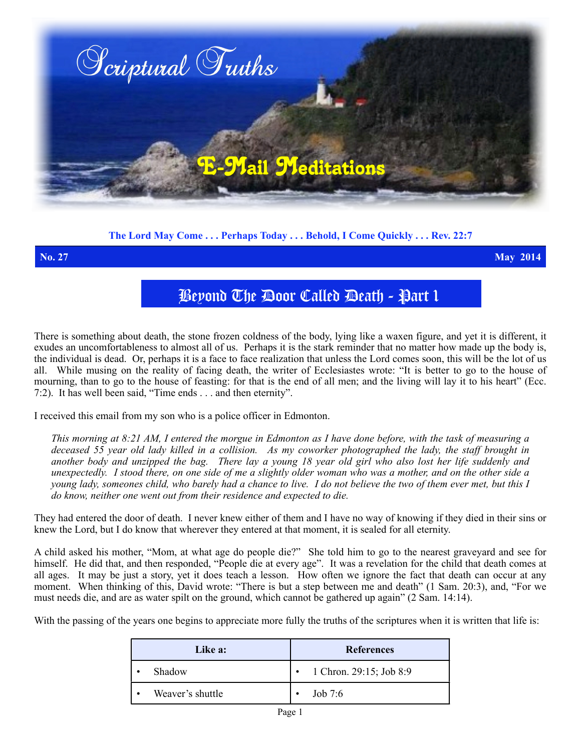# Scriptural Truths

## E-Mail Meditations

**The Lord May Come . . . Perhaps Today . . . Behold, I Come Quickly . . . Rev. 22:7**

**No. 27** **May 2014**

# Beyond The Door Called Death - Part 1

There is something about death, the stone frozen coldness of the body, lying like a waxen figure, and yet it is different, it exudes an uncomfortableness to almost all of us. Perhaps it is the stark reminder that no matter how made up the body is, the individual is dead. Or, perhaps it is a face to face realization that unless the Lord comes soon, this will be the lot of us all. While musing on the reality of facing death, the writer of Ecclesiastes wrote: "It is better to go to the house of mourning, than to go to the house of feasting: for that is the end of all men; and the living will lay it to his heart" (Ecc. 7:2). It has well been said, "Time ends . . . and then eternity".

I received this email from my son who is a police officer in Edmonton.

> *This morning at 8:21 AM, I entered the morgue in Edmonton as I have done before, with the task of measuring a deceased 55 year old lady killed in a collision. As my coworker photographed the lady, the staff brought in another body and unzipped the bag. There lay a young 18 year old girl who also lost her life suddenly and unexpectedly. I stood there, on one side of me a slightly older woman who was a mother, and on the other side a young lady, someones child, who barely had a chance to live. I do not believe the two of them ever met, but this I do know, neither one went out from their residence and expected to die.*

They had entered the door of death. I never knew either of them and I have no way of knowing if they died in their sins or knew the Lord, but I do know that wherever they entered at that moment, it is sealed for all eternity.

A child asked his mother, "Mom, at what age do people die?" She told him to go to the nearest graveyard and see for himself. He did that, and then responded, "People die at every age". It was a revelation for the child that death comes at all ages. It may be just a story, yet it does teach a lesson. How often we ignore the fact that death can occur at any moment. When thinking of this, David wrote: "There is but a step between me and death" (1 Sam. 20:3), and, "For we must needs die, and are as water spilt on the ground, which cannot be gathered up again" (2 Sam. 14:14).

With the passing of the years one begins to appreciate more fully the truths of the scriptures when it is written that life is:

| Like a: | References |
|---|---|
| • Shadow | • 1 Chron. 29:15; Job 8:9 |
| • Weaver's shuttle | • Job 7:6 |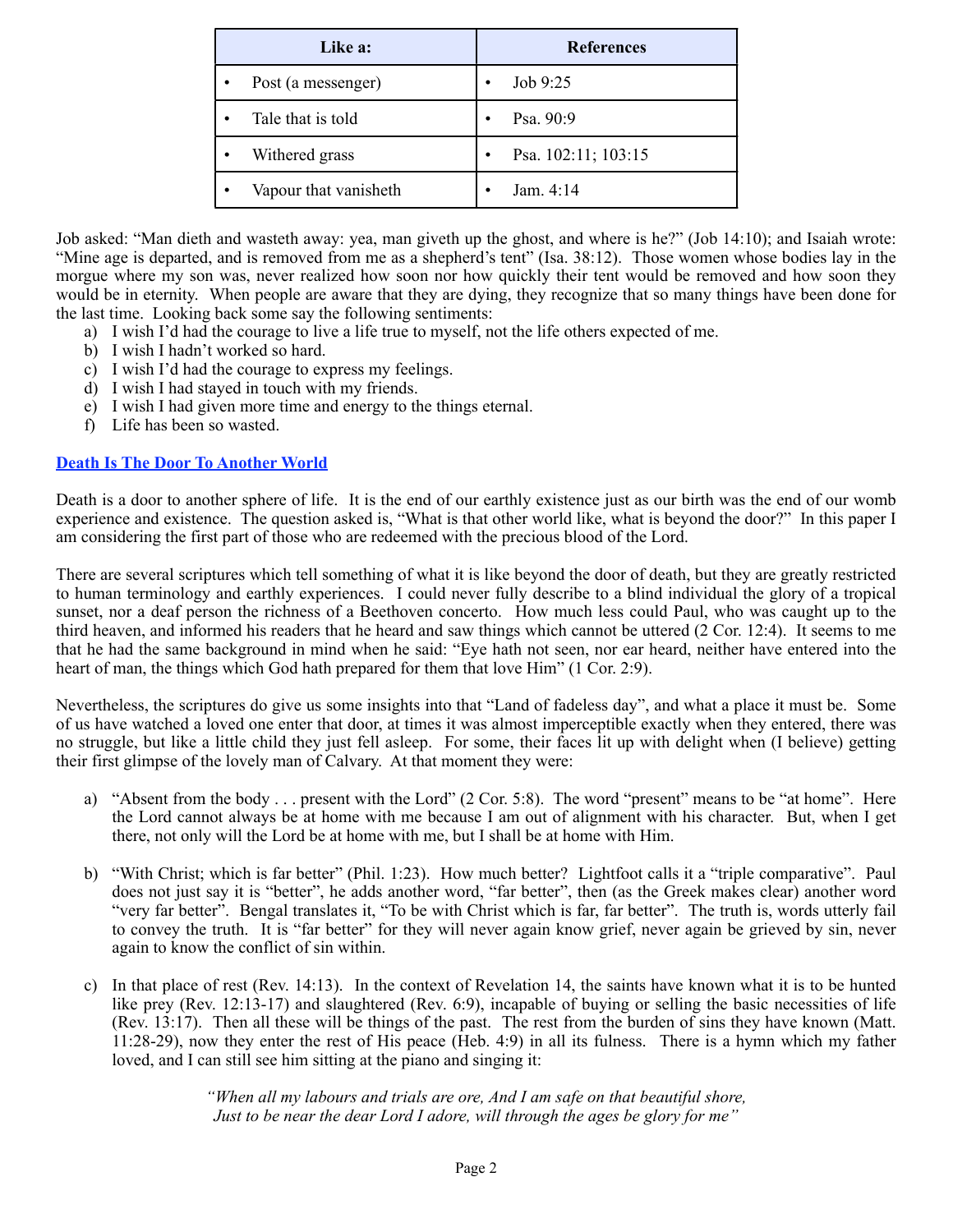| Like a: | References |
| --- | --- |
| • Post (a messenger) | • Job 9:25 |
| • Tale that is told | • Psa. 90:9 |
| • Withered grass | • Psa. 102:11; 103:15 |
| • Vapour that vanisheth | • Jam. 4:14 |

Job asked: "Man dieth and wasteth away: yea, man giveth up the ghost, and where is he?" (Job 14:10); and Isaiah wrote: "Mine age is departed, and is removed from me as a shepherd's tent" (Isa. 38:12). Those women whose bodies lay in the morgue where my son was, never realized how soon nor how quickly their tent would be removed and how soon they would be in eternity. When people are aware that they are dying, they recognize that so many things have been done for the last time. Looking back some say the following sentiments:

a) I wish I'd had the courage to live a life true to myself, not the life others expected of me.
b) I wish I hadn't worked so hard.
c) I wish I'd had the courage to express my feelings.
d) I wish I had stayed in touch with my friends.
e) I wish I had given more time and energy to the things eternal.
f) Life has been so wasted.

## Death Is The Door To Another World

Death is a door to another sphere of life. It is the end of our earthly existence just as our birth was the end of our womb experience and existence. The question asked is, "What is that other world like, what is beyond the door?" In this paper I am considering the first part of those who are redeemed with the precious blood of the Lord.

There are several scriptures which tell something of what it is like beyond the door of death, but they are greatly restricted to human terminology and earthly experiences. I could never fully describe to a blind individual the glory of a tropical sunset, nor a deaf person the richness of a Beethoven concerto. How much less could Paul, who was caught up to the third heaven, and informed his readers that he heard and saw things which cannot be uttered (2 Cor. 12:4). It seems to me that he had the same background in mind when he said: "Eye hath not seen, nor ear heard, neither have entered into the heart of man, the things which God hath prepared for them that love Him" (1 Cor. 2:9).

Nevertheless, the scriptures do give us some insights into that "Land of fadeless day", and what a place it must be. Some of us have watched a loved one enter that door, at times it was almost imperceptible exactly when they entered, there was no struggle, but like a little child they just fell asleep. For some, their faces lit up with delight when (I believe) getting their first glimpse of the lovely man of Calvary. At that moment they were:

a) "Absent from the body . . . present with the Lord" (2 Cor. 5:8). The word "present" means to be "at home". Here the Lord cannot always be at home with me because I am out of alignment with his character. But, when I get there, not only will the Lord be at home with me, but I shall be at home with Him.

b) "With Christ; which is far better" (Phil. 1:23). How much better? Lightfoot calls it a "triple comparative". Paul does not just say it is "better", he adds another word, "far better", then (as the Greek makes clear) another word "very far better". Bengal translates it, "To be with Christ which is far, far better". The truth is, words utterly fail to convey the truth. It is "far better" for they will never again know grief, never again be grieved by sin, never again to know the conflict of sin within.

c) In that place of rest (Rev. 14:13). In the context of Revelation 14, the saints have known what it is to be hunted like prey (Rev. 12:13-17) and slaughtered (Rev. 6:9), incapable of buying or selling the basic necessities of life (Rev. 13:17). Then all these will be things of the past. The rest from the burden of sins they have known (Matt. 11:28-29), now they enter the rest of His peace (Heb. 4:9) in all its fulness. There is a hymn which my father loved, and I can still see him sitting at the piano and singing it:

*"When all my labours and trials are ore, And I am safe on that beautiful shore,*
*Just to be near the dear Lord I adore, will through the ages be glory for me"*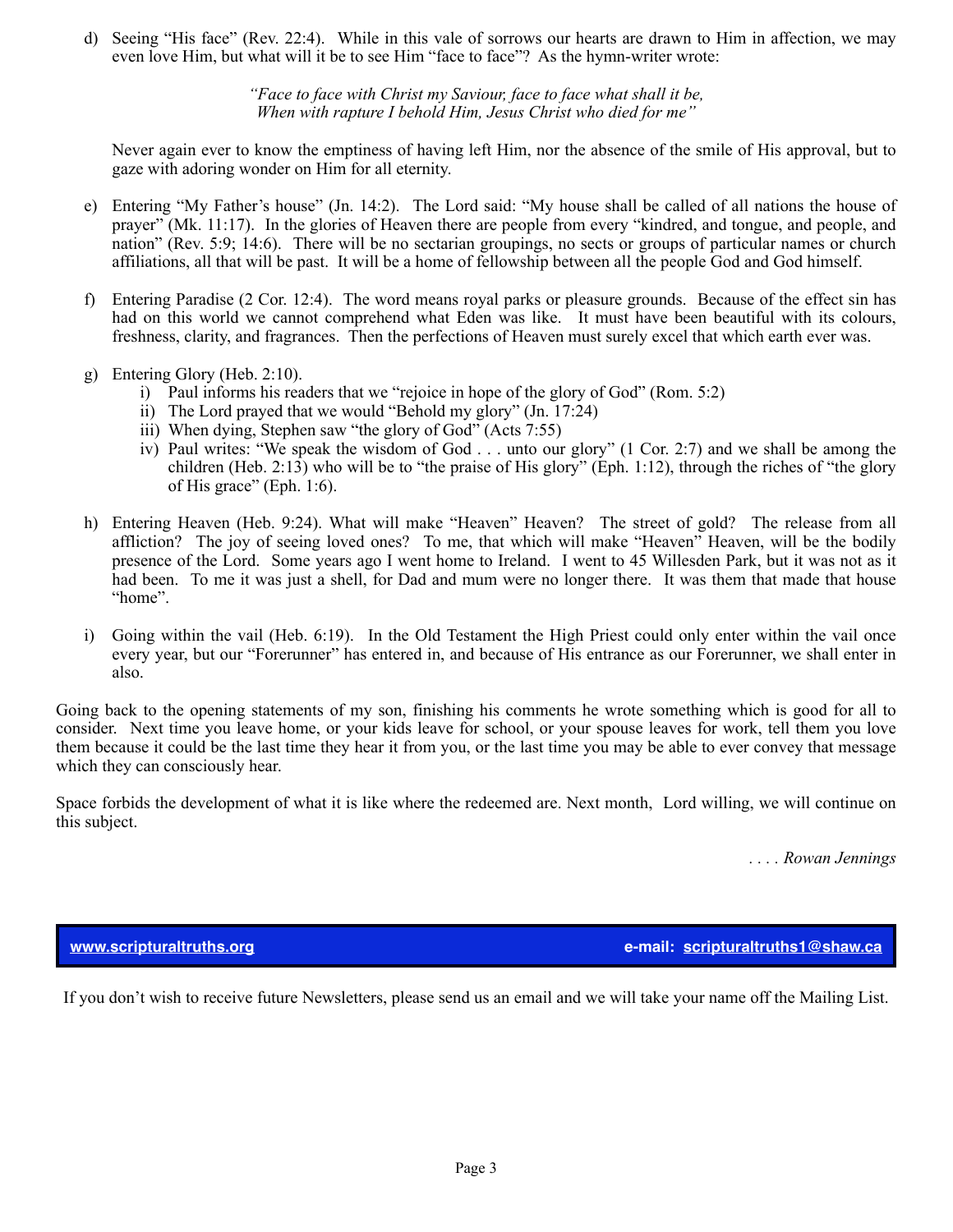d) Seeing "His face" (Rev. 22:4). While in this vale of sorrows our hearts are drawn to Him in affection, we may even love Him, but what will it be to see Him "face to face"? As the hymn-writer wrote:

> *"Face to face with Christ my Saviour, face to face what shall it be,*
> *When with rapture I behold Him, Jesus Christ who died for me"*

Never again ever to know the emptiness of having left Him, nor the absence of the smile of His approval, but to gaze with adoring wonder on Him for all eternity.

e) Entering "My Father's house" (Jn. 14:2). The Lord said: "My house shall be called of all nations the house of prayer" (Mk. 11:17). In the glories of Heaven there are people from every "kindred, and tongue, and people, and nation" (Rev. 5:9; 14:6). There will be no sectarian groupings, no sects or groups of particular names or church affiliations, all that will be past. It will be a home of fellowship between all the people God and God himself.

f) Entering Paradise (2 Cor. 12:4). The word means royal parks or pleasure grounds. Because of the effect sin has had on this world we cannot comprehend what Eden was like. It must have been beautiful with its colours, freshness, clarity, and fragrances. Then the perfections of Heaven must surely excel that which earth ever was.

g) Entering Glory (Heb. 2:10).
   i) Paul informs his readers that we "rejoice in hope of the glory of God" (Rom. 5:2)
   ii) The Lord prayed that we would "Behold my glory" (Jn. 17:24)
   iii) When dying, Stephen saw "the glory of God" (Acts 7:55)
   iv) Paul writes: "We speak the wisdom of God . . . unto our glory" (1 Cor. 2:7) and we shall be among the children (Heb. 2:13) who will be to "the praise of His glory" (Eph. 1:12), through the riches of "the glory of His grace" (Eph. 1:6).

h) Entering Heaven (Heb. 9:24). What will make "Heaven" Heaven? The street of gold? The release from all affliction? The joy of seeing loved ones? To me, that which will make "Heaven" Heaven, will be the bodily presence of the Lord. Some years ago I went home to Ireland. I went to 45 Willesden Park, but it was not as it had been. To me it was just a shell, for Dad and mum were no longer there. It was them that made that house "home".

i) Going within the vail (Heb. 6:19). In the Old Testament the High Priest could only enter within the vail once every year, but our "Forerunner" has entered in, and because of His entrance as our Forerunner, we shall enter in also.

Going back to the opening statements of my son, finishing his comments he wrote something which is good for all to consider. Next time you leave home, or your kids leave for school, or your spouse leaves for work, tell them you love them because it could be the last time they hear it from you, or the last time you may be able to ever convey that message which they can consciously hear.

Space forbids the development of what it is like where the redeemed are. Next month, Lord willing, we will continue on this subject.

*. . . . Rowan Jennings*

**www.scripturaltruths.org** **e-mail: scripturaltruths1@shaw.ca**

If you don't wish to receive future Newsletters, please send us an email and we will take your name off the Mailing List.